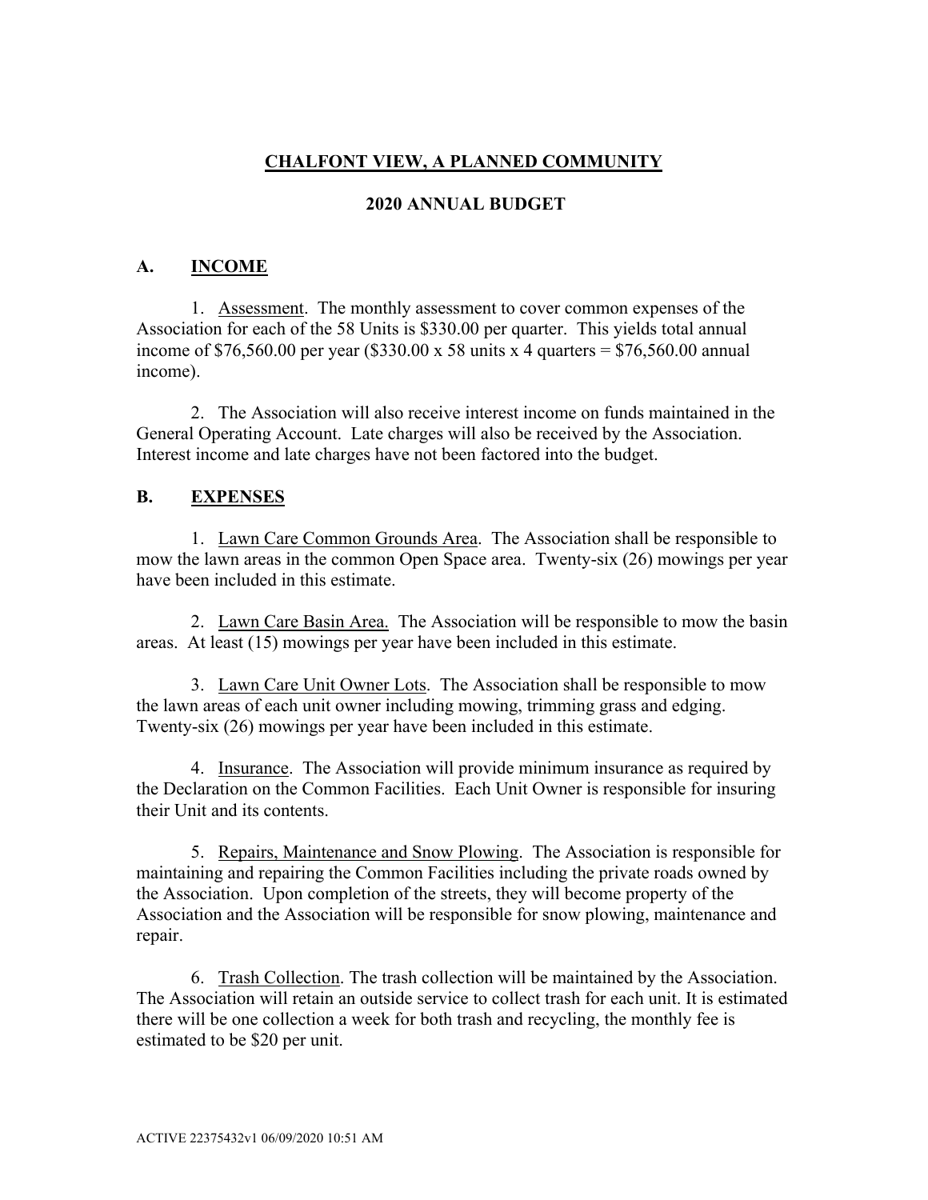# CHALFONT VIEW, A PLANNED COMMUNITY

## 2020 ANNUAL BUDGET

### A. INCOME

1. Assessment. The monthly assessment to cover common expenses of the Association for each of the 58 Units is $330.00 per quarter. This yields total annual income of $76,560.00 per year ($330.00 x 58 units x 4 quarters = $76,560.00 annual income).

2. The Association will also receive interest income on funds maintained in the General Operating Account. Late charges will also be received by the Association. Interest income and late charges have not been factored into the budget.

### B. EXPENSES

1. Lawn Care Common Grounds Area. The Association shall be responsible to mow the lawn areas in the common Open Space area. Twenty-six (26) mowings per year have been included in this estimate.

2. Lawn Care Basin Area. The Association will be responsible to mow the basin areas. At least (15) mowings per year have been included in this estimate.

3. Lawn Care Unit Owner Lots. The Association shall be responsible to mow the lawn areas of each unit owner including mowing, trimming grass and edging. Twenty-six (26) mowings per year have been included in this estimate.

4. Insurance. The Association will provide minimum insurance as required by the Declaration on the Common Facilities. Each Unit Owner is responsible for insuring their Unit and its contents.

5. Repairs, Maintenance and Snow Plowing. The Association is responsible for maintaining and repairing the Common Facilities including the private roads owned by the Association. Upon completion of the streets, they will become property of the Association and the Association will be responsible for snow plowing, maintenance and repair.

6. Trash Collection. The trash collection will be maintained by the Association. The Association will retain an outside service to collect trash for each unit. It is estimated there will be one collection a week for both trash and recycling, the monthly fee is estimated to be $20 per unit.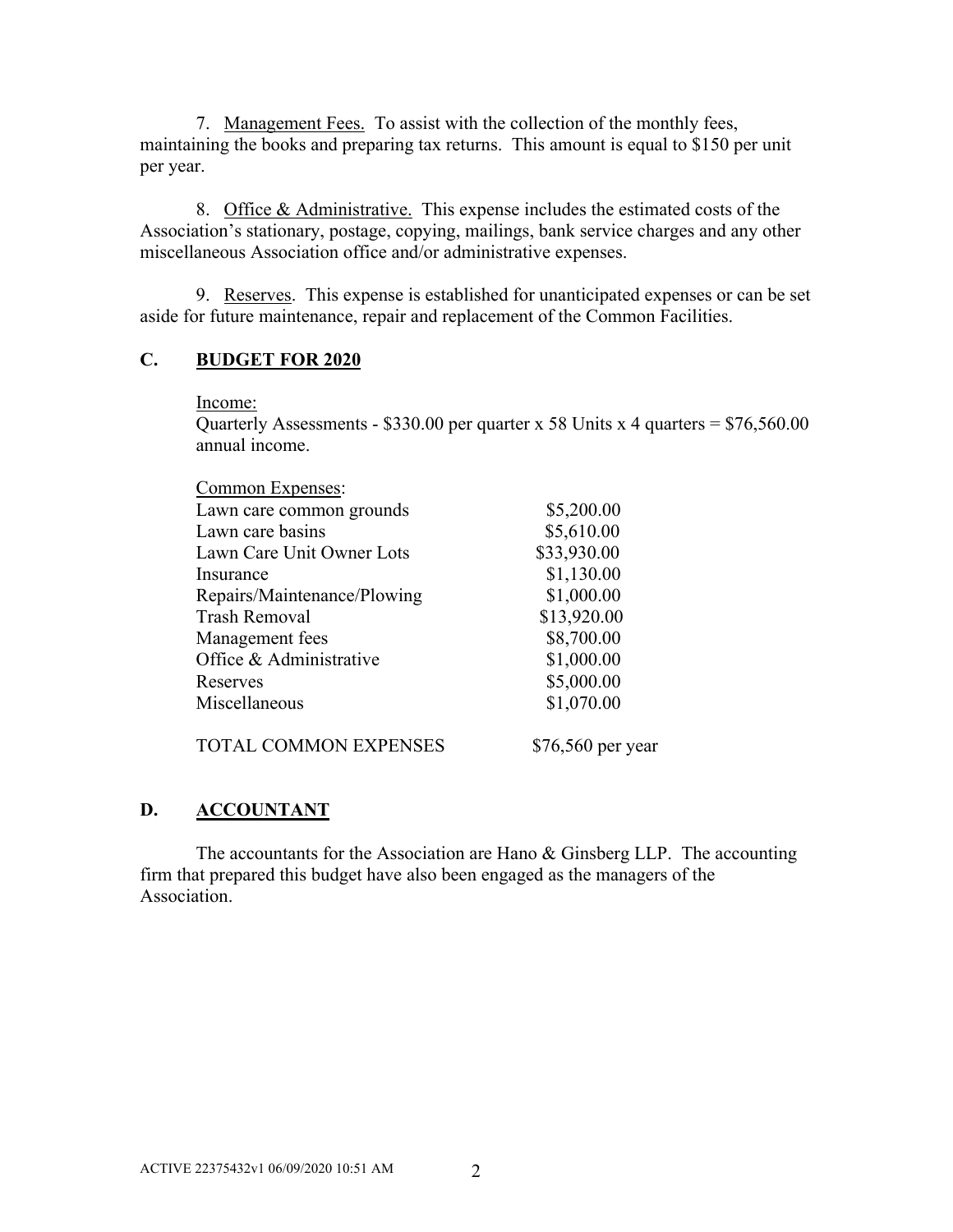7. Management Fees. To assist with the collection of the monthly fees, maintaining the books and preparing tax returns. This amount is equal to $150 per unit per year.

8. Office & Administrative. This expense includes the estimated costs of the Association's stationary, postage, copying, mailings, bank service charges and any other miscellaneous Association office and/or administrative expenses.

9. Reserves. This expense is established for unanticipated expenses or can be set aside for future maintenance, repair and replacement of the Common Facilities.

## C. BUDGET FOR 2020

Income:
Quarterly Assessments - $330.00 per quarter x 58 Units x 4 quarters = $76,560.00 annual income.

Common Expenses:

| | |
|---|---|
| Lawn care common grounds | $5,200.00 |
| Lawn care basins | $5,610.00 |
| Lawn Care Unit Owner Lots | $33,930.00 |
| Insurance | $1,130.00 |
| Repairs/Maintenance/Plowing | $1,000.00 |
| Trash Removal | $13,920.00 |
| Management fees | $8,700.00 |
| Office & Administrative | $1,000.00 |
| Reserves | $5,000.00 |
| Miscellaneous | $1,070.00 |
| TOTAL COMMON EXPENSES | $76,560 per year |

## D. ACCOUNTANT

The accountants for the Association are Hano & Ginsberg LLP. The accounting firm that prepared this budget have also been engaged as the managers of the Association.